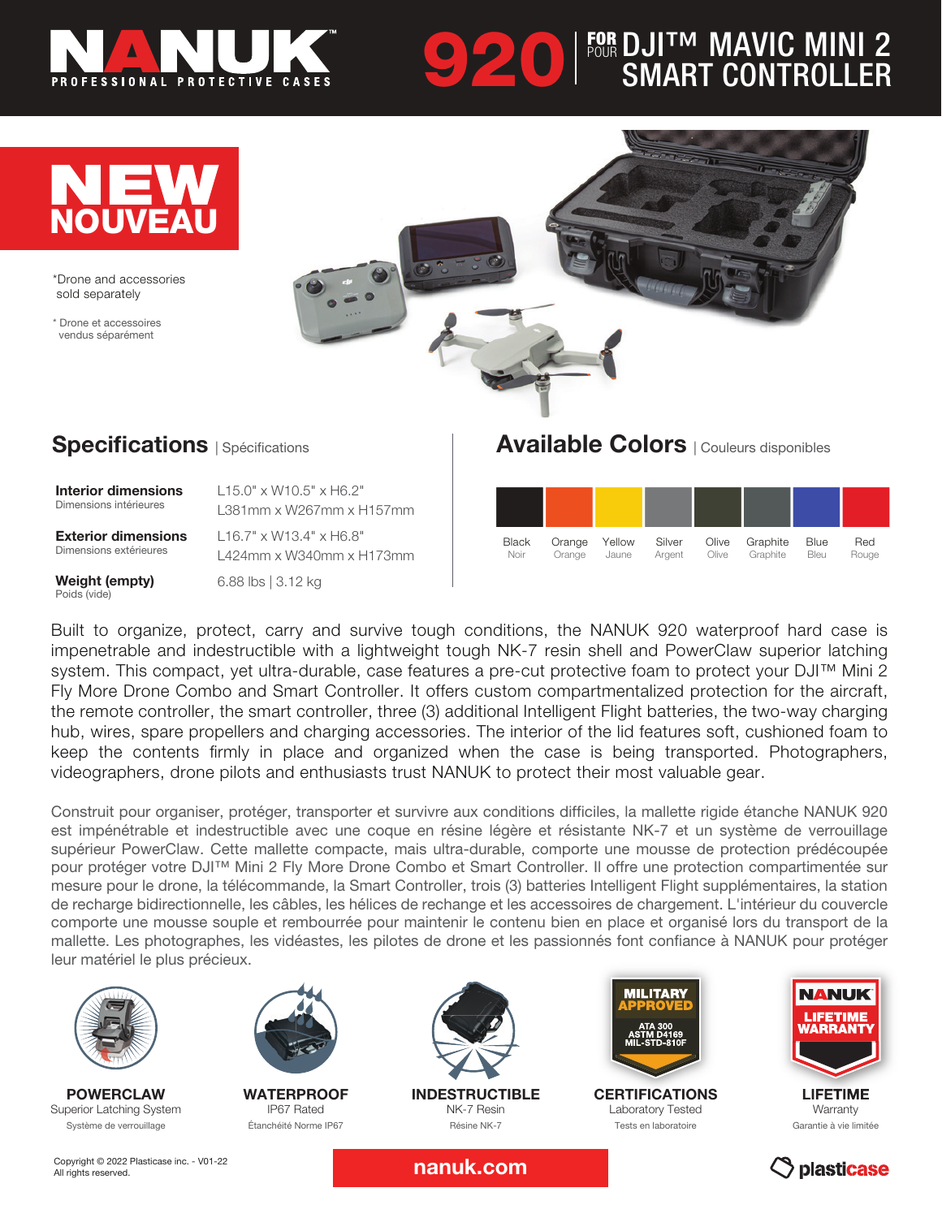# NANUK

PROFESSIONAL PROTECTIVE CASES

# 920 FOR/POUR DJI™ MAVIC MINI 2 SMART CONTROLLER

**NEW**
**NOUVEAU**

*Drone and accessories sold separately

* Drone et accessoires vendus séparément

## Specifications | Spécifications

| | |
|---|---|
| **Interior dimensions** Dimensions intérieures | L15.0" x W10.5" x H6.2" L381mm x W267mm x H157mm |
| **Exterior dimensions** Dimensions extérieures | L16.7" x W13.4" x H6.8" L424mm x W340mm x H173mm |
| **Weight (empty)** Poids (vide) | 6.88 lbs \| 3.12 kg |

## Available Colors | Couleurs disponibles

| Black | Orange | Yellow | Silver | Olive | Graphite | Blue | Red |
|---|---|---|---|---|---|---|---|
| Noir | Orange | Jaune | Argent | Olive | Graphite | Bleu | Rouge |

Built to organize, protect, carry and survive tough conditions, the NANUK 920 waterproof hard case is impenetrable and indestructible with a lightweight tough NK-7 resin shell and PowerClaw superior latching system. This compact, yet ultra-durable, case features a pre-cut protective foam to protect your DJI™ Mini 2 Fly More Drone Combo and Smart Controller. It offers custom compartmentalized protection for the aircraft, the remote controller, the smart controller, three (3) additional Intelligent Flight batteries, the two-way charging hub, wires, spare propellers and charging accessories. The interior of the lid features soft, cushioned foam to keep the contents firmly in place and organized when the case is being transported. Photographers, videographers, drone pilots and enthusiasts trust NANUK to protect their most valuable gear.

Construit pour organiser, protéger, transporter et survivre aux conditions difficiles, la mallette rigide étanche NANUK 920 est impénétrable et indestructible avec une coque en résine légère et résistante NK-7 et un système de verrouillage supérieur PowerClaw. Cette mallette compacte, mais ultra-durable, comporte une mousse de protection prédécoupée pour protéger votre DJI™ Mini 2 Fly More Drone Combo et Smart Controller. Il offre une protection compartimentée sur mesure pour le drone, la télécommande, la Smart Controller, trois (3) batteries Intelligent Flight supplémentaires, la station de recharge bidirectionnelle, les câbles, les hélices de rechange et les accessoires de chargement. L'intérieur du couvercle comporte une mousse souple et rembourrée pour maintenir le contenu bien en place et organisé lors du transport de la mallette. Les photographes, les vidéastes, les pilotes de drone et les passionnés font confiance à NANUK pour protéger leur matériel le plus précieux.

**POWERCLAW**
Superior Latching System
Système de verrouillage

**WATERPROOF**
IP67 Rated
Étanchéité Norme IP67

**INDESTRUCTIBLE**
NK-7 Resin
Résine NK-7

**MILITARY APPROVED**
ATA 300
ASTM D4169
MIL-STD-810F

**CERTIFICATIONS**
Laboratory Tested
Tests en laboratoire

**NANUK LIFETIME WARRANTY**

**LIFETIME**
Warranty
Garantie à vie limitée

Copyright © 2022 Plasticase inc. - V01-22
All rights reserved.

nanuk.com

plasticase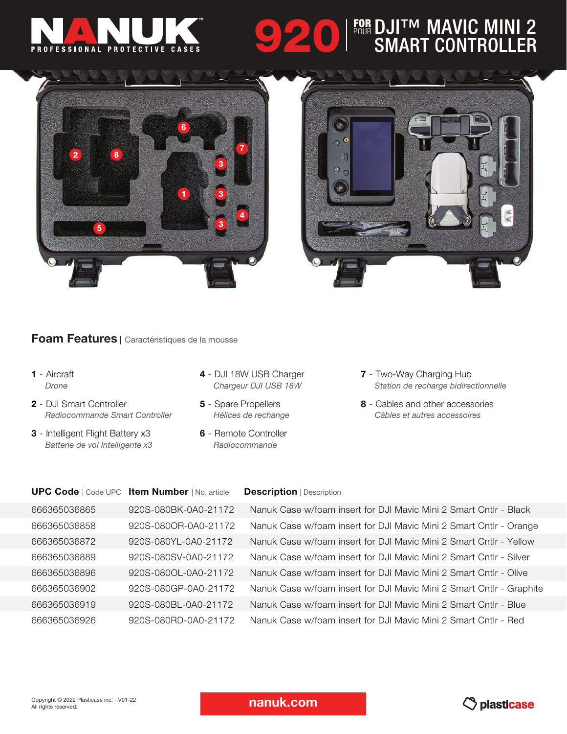# NANUK PROFESSIONAL PROTECTIVE CASES

# 920 FOR / POUR DJI™ MAVIC MINI 2 SMART CONTROLLER

## Foam Features | Caractéristiques de la mousse

**1** - Aircraft
*Drone*

**2** - DJI Smart Controller
*Radiocommande Smart Controller*

**3** - Intelligent Flight Battery x3
*Batterie de vol Intelligente x3*

**4** - DJI 18W USB Charger
*Chargeur DJI USB 18W*

**5** - Spare Propellers
*Hélices de rechange*

**6** - Remote Controller
*Radiocommande*

**7** - Two-Way Charging Hub
*Station de recharge bidirectionnelle*

**8** - Cables and other accessories
*Câbles et autres accessoires*

| **UPC Code** \| Code UPC | **Item Number** \| No. article | **Description** \| Description |
|---|---|---|
| 666365036865 | 920S-080BK-0A0-21172 | Nanuk Case w/foam insert for DJI Mavic Mini 2 Smart Cntlr - Black |
| 666365036858 | 920S-080OR-0A0-21172 | Nanuk Case w/foam insert for DJI Mavic Mini 2 Smart Cntlr - Orange |
| 666365036872 | 920S-080YL-0A0-21172 | Nanuk Case w/foam insert for DJI Mavic Mini 2 Smart Cntlr - Yellow |
| 666365036889 | 920S-080SV-0A0-21172 | Nanuk Case w/foam insert for DJI Mavic Mini 2 Smart Cntlr - Silver |
| 666365036896 | 920S-080OL-0A0-21172 | Nanuk Case w/foam insert for DJI Mavic Mini 2 Smart Cntlr - Olive |
| 666365036902 | 920S-080GP-0A0-21172 | Nanuk Case w/foam insert for DJI Mavic Mini 2 Smart Cntlr - Graphite |
| 666365036919 | 920S-080BL-0A0-21172 | Nanuk Case w/foam insert for DJI Mavic Mini 2 Smart Cntlr - Blue |
| 666365036926 | 920S-080RD-0A0-21172 | Nanuk Case w/foam insert for DJI Mavic Mini 2 Smart Cntlr - Red |

Copyright © 2022 Plasticase inc. - V01-22
All rights reserved.

nanuk.com

plasticase